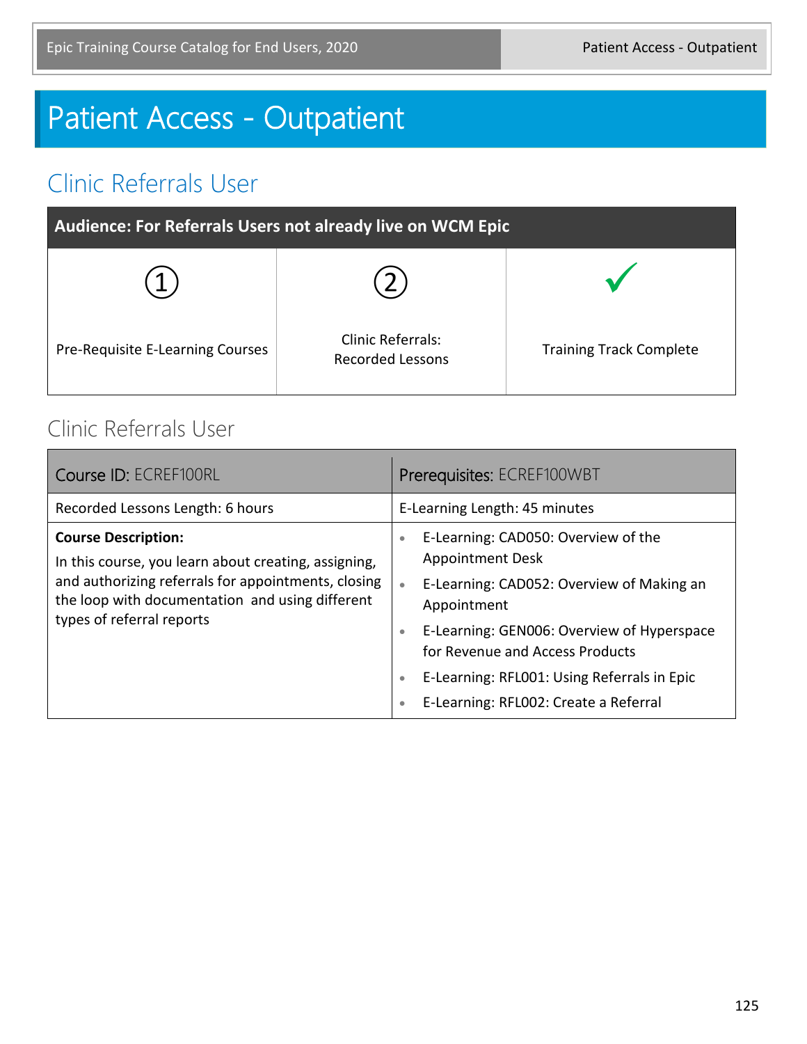# Patient Access - Outpatient

## Clinic Referrals User

| Audience: For Referrals Users not already live on WCM Epic | | |
|---|---|---|
| ① | ② | ✓ |
| Pre-Requisite E-Learning Courses | Clinic Referrals: Recorded Lessons | Training Track Complete |

### Clinic Referrals User

| Course ID: ECREF100RL | Prerequisites: ECREF100WBT |
|---|---|
| Recorded Lessons Length: 6 hours | E-Learning Length: 45 minutes |
| **Course Description:** In this course, you learn about creating, assigning, and authorizing referrals for appointments, closing the loop with documentation and using different types of referral reports | • E-Learning: CAD050: Overview of the Appointment Desk<br>• E-Learning: CAD052: Overview of Making an Appointment<br>• E-Learning: GEN006: Overview of Hyperspace for Revenue and Access Products<br>• E-Learning: RFL001: Using Referrals in Epic<br>• E-Learning: RFL002: Create a Referral |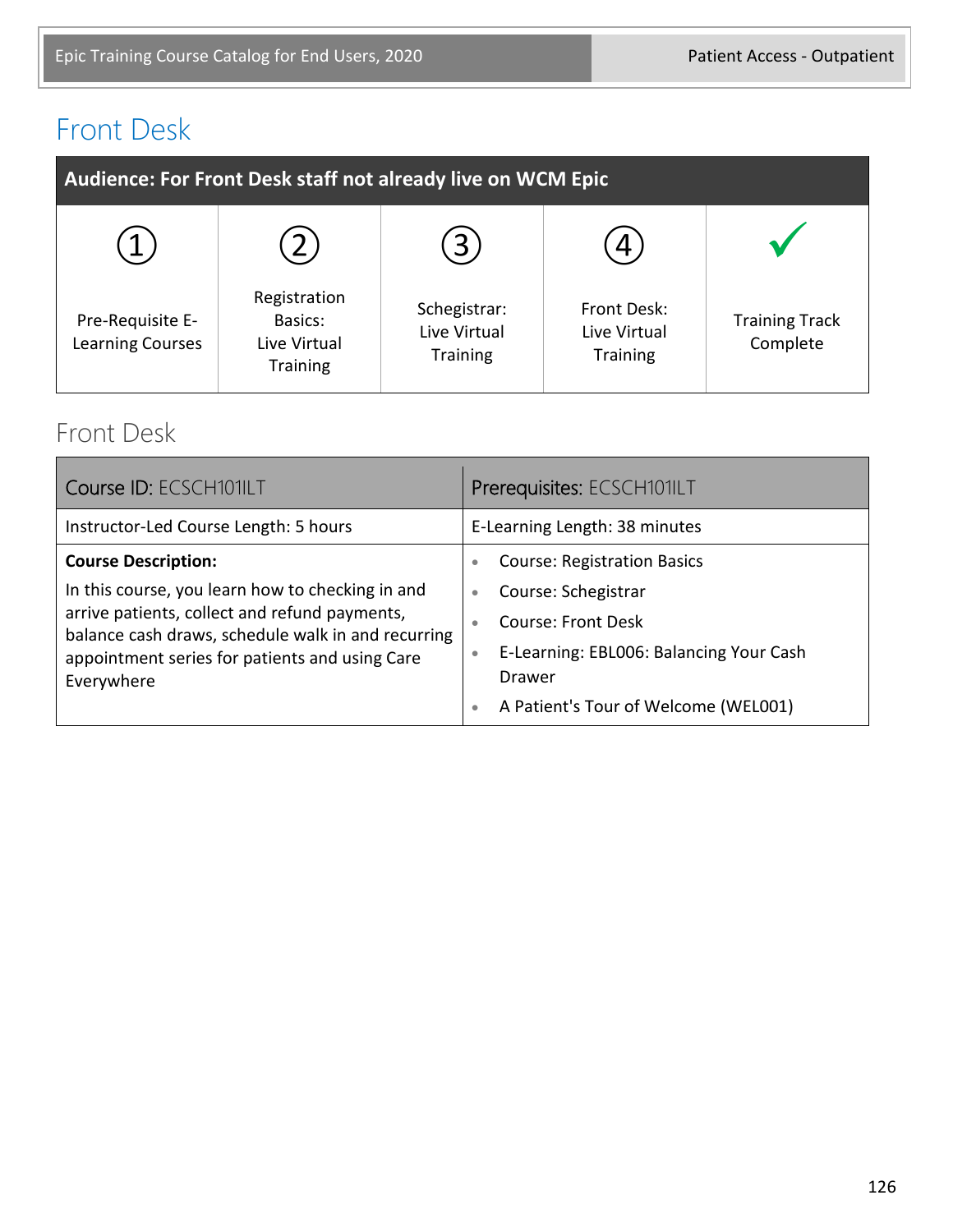# Front Desk

| Audience: For Front Desk staff not already live on WCM Epic | | | | |
|---|---|---|---|---|
| ① Pre-Requisite E-Learning Courses | ② Registration Basics: Live Virtual Training | ③ Schegistrar: Live Virtual Training | ④ Front Desk: Live Virtual Training | ✓ Training Track Complete |

## Front Desk

| Course ID: ECSCH101ILT | Prerequisites: ECSCH101ILT |
|---|---|
| Instructor-Led Course Length: 5 hours | E-Learning Length: 38 minutes |
| **Course Description:** In this course, you learn how to checking in and arrive patients, collect and refund payments, balance cash draws, schedule walk in and recurring appointment series for patients and using Care Everywhere | • Course: Registration Basics<br>• Course: Schegistrar<br>• Course: Front Desk<br>• E-Learning: EBL006: Balancing Your Cash Drawer<br>• A Patient's Tour of Welcome (WEL001) |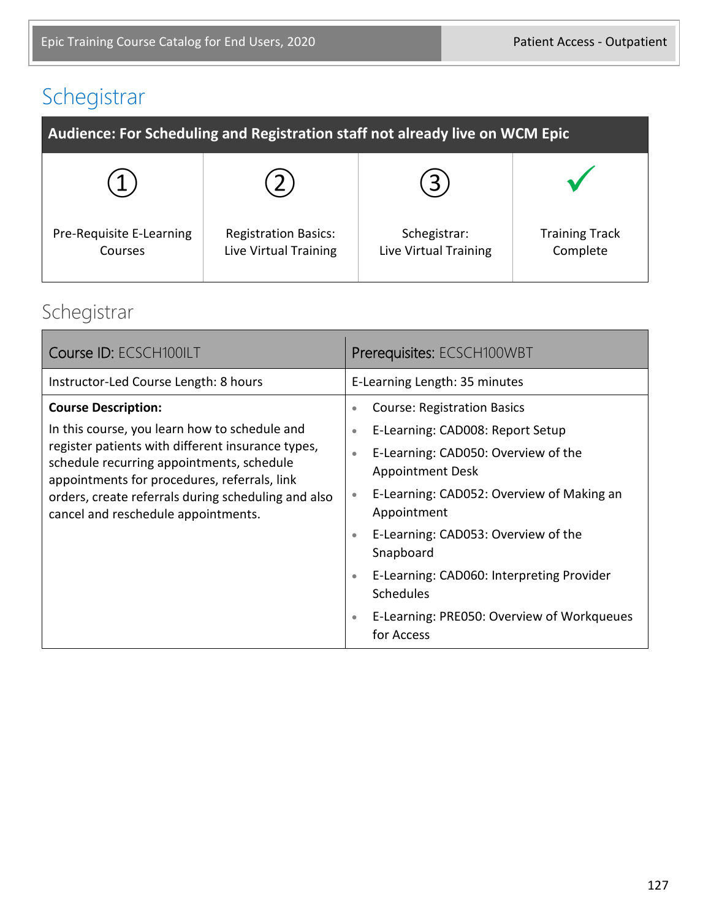# Schegistrar

| Audience: For Scheduling and Registration staff not already live on WCM Epic | | | |
|---|---|---|---|
| ① Pre-Requisite E-Learning Courses | ② Registration Basics: Live Virtual Training | ③ Schegistrar: Live Virtual Training | ✓ Training Track Complete |

## Schegistrar

| Course ID: ECSCH100ILT | Prerequisites: ECSCH100WBT |
|---|---|
| Instructor-Led Course Length: 8 hours | E-Learning Length: 35 minutes |
| **Course Description:** In this course, you learn how to schedule and register patients with different insurance types, schedule recurring appointments, schedule appointments for procedures, referrals, link orders, create referrals during scheduling and also cancel and reschedule appointments. | • Course: Registration Basics<br>• E-Learning: CAD008: Report Setup<br>• E-Learning: CAD050: Overview of the Appointment Desk<br>• E-Learning: CAD052: Overview of Making an Appointment<br>• E-Learning: CAD053: Overview of the Snapboard<br>• E-Learning: CAD060: Interpreting Provider Schedules<br>• E-Learning: PRE050: Overview of Workqueues for Access |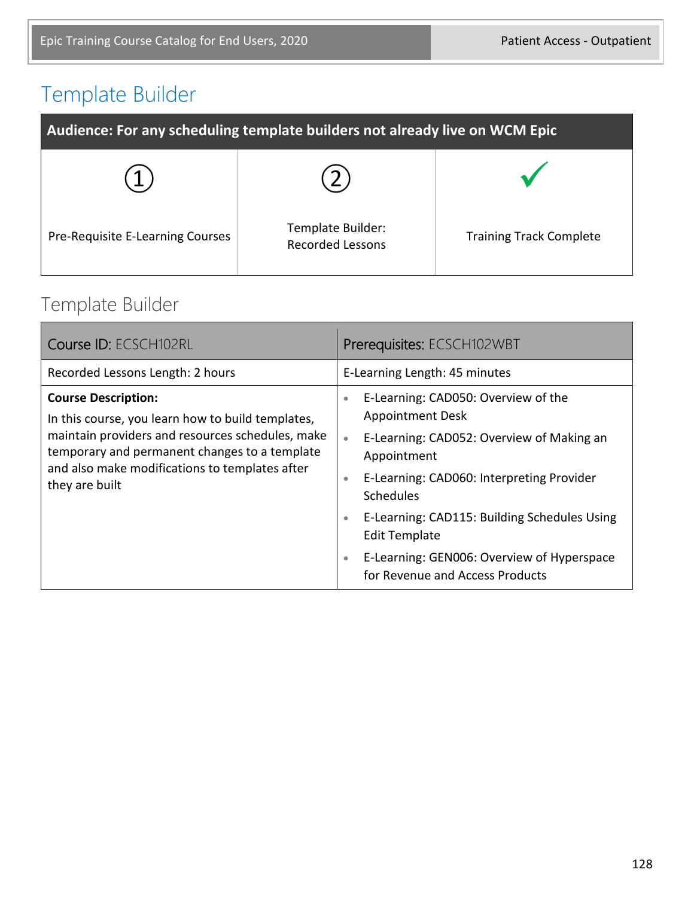# Template Builder

| Audience: For any scheduling template builders not already live on WCM Epic | | |
|---|---|---|
| ① | ② | ✓ |
| Pre-Requisite E-Learning Courses | Template Builder: Recorded Lessons | Training Track Complete |

## Template Builder

| Course ID: ECSCH102RL | Prerequisites: ECSCH102WBT |
|---|---|
| Recorded Lessons Length: 2 hours | E-Learning Length: 45 minutes |
| **Course Description:**<br>In this course, you learn how to build templates, maintain providers and resources schedules, make temporary and permanent changes to a template and also make modifications to templates after they are built | • E-Learning: CAD050: Overview of the Appointment Desk<br>• E-Learning: CAD052: Overview of Making an Appointment<br>• E-Learning: CAD060: Interpreting Provider Schedules<br>• E-Learning: CAD115: Building Schedules Using Edit Template<br>• E-Learning: GEN006: Overview of Hyperspace for Revenue and Access Products |